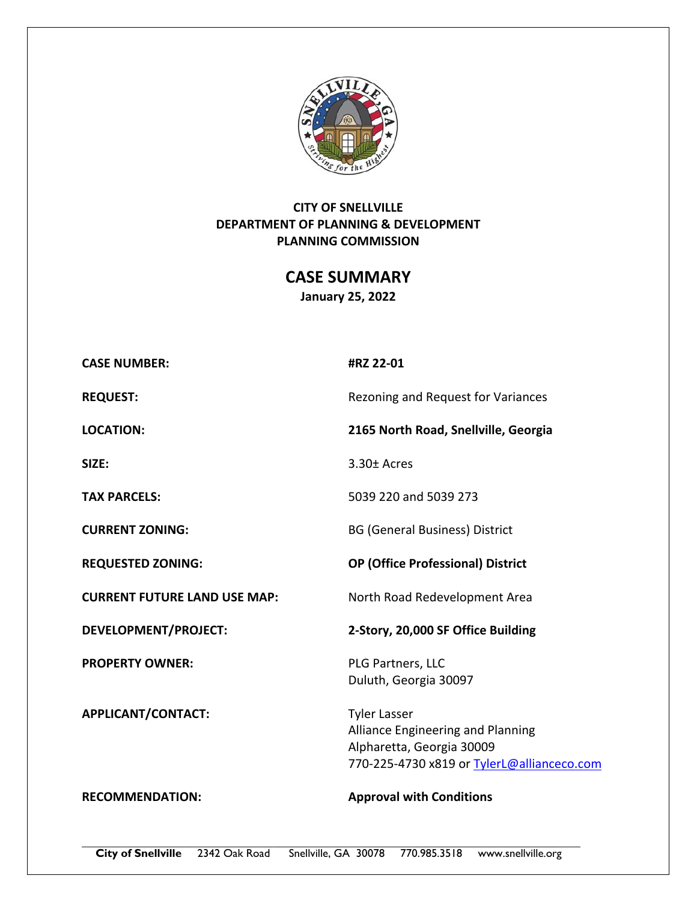**CITY OF SNELLVILLE**
**DEPARTMENT OF PLANNING & DEVELOPMENT**
**PLANNING COMMISSION**

# CASE SUMMARY

**January 25, 2022**

| | |
|---|---|
| **CASE NUMBER:** | **#RZ 22-01** |
| **REQUEST:** | Rezoning and Request for Variances |
| **LOCATION:** | **2165 North Road, Snellville, Georgia** |
| **SIZE:** | 3.30± Acres |
| **TAX PARCELS:** | 5039 220 and 5039 273 |
| **CURRENT ZONING:** | BG (General Business) District |
| **REQUESTED ZONING:** | **OP (Office Professional) District** |
| **CURRENT FUTURE LAND USE MAP:** | North Road Redevelopment Area |
| **DEVELOPMENT/PROJECT:** | **2-Story, 20,000 SF Office Building** |
| **PROPERTY OWNER:** | PLG Partners, LLC<br>Duluth, Georgia 30097 |
| **APPLICANT/CONTACT:** | Tyler Lasser<br>Alliance Engineering and Planning<br>Alpharetta, Georgia 30009<br>770-225-4730 x819 or TylerL@allianceco.com |
| **RECOMMENDATION:** | **Approval with Conditions** |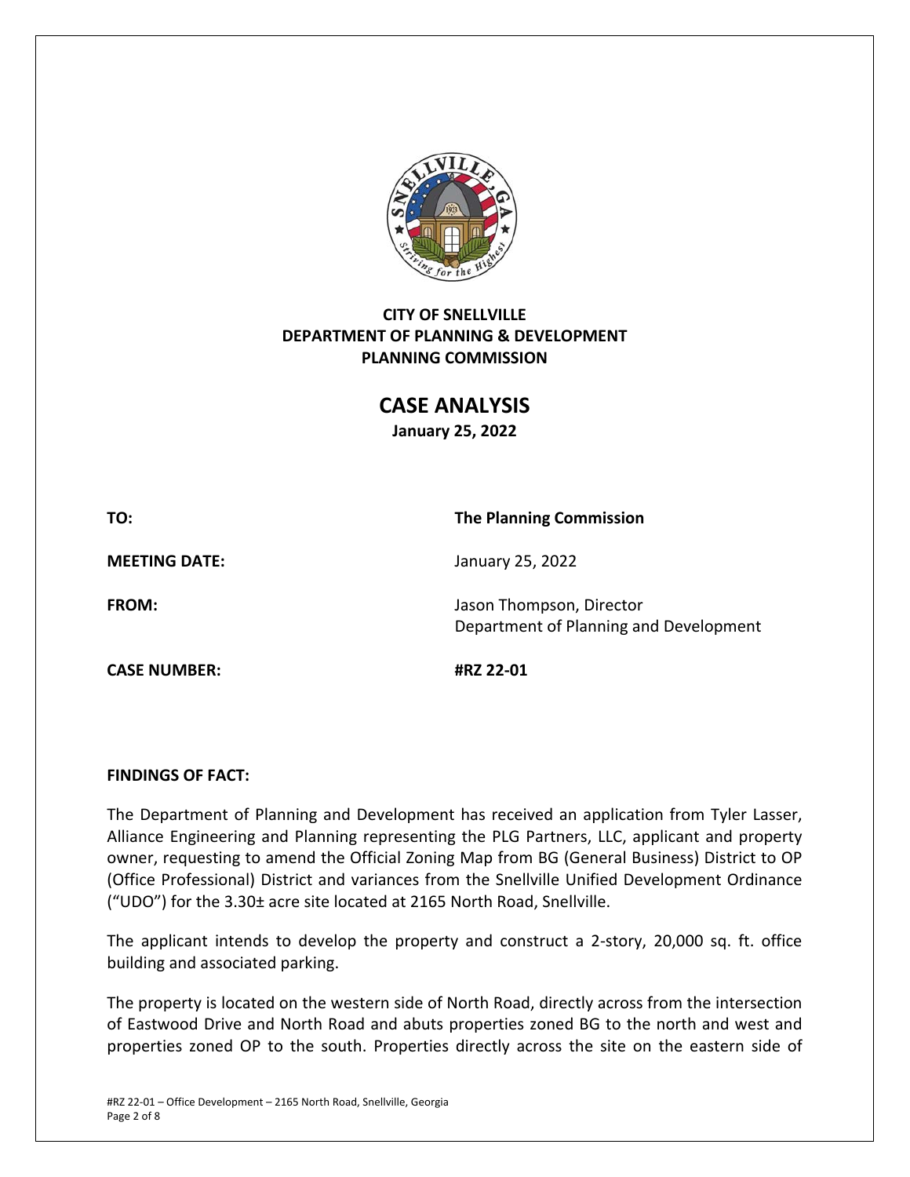**CITY OF SNELLVILLE**
**DEPARTMENT OF PLANNING & DEVELOPMENT**
**PLANNING COMMISSION**

# CASE ANALYSIS

**January 25, 2022**

| | |
|---|---|
| **TO:** | **The Planning Commission** |
| **MEETING DATE:** | January 25, 2022 |
| **FROM:** | Jason Thompson, Director<br>Department of Planning and Development |
| **CASE NUMBER:** | **#RZ 22-01** |

## FINDINGS OF FACT:

The Department of Planning and Development has received an application from Tyler Lasser, Alliance Engineering and Planning representing the PLG Partners, LLC, applicant and property owner, requesting to amend the Official Zoning Map from BG (General Business) District to OP (Office Professional) District and variances from the Snellville Unified Development Ordinance ("UDO") for the 3.30± acre site located at 2165 North Road, Snellville.

The applicant intends to develop the property and construct a 2-story, 20,000 sq. ft. office building and associated parking.

The property is located on the western side of North Road, directly across from the intersection of Eastwood Drive and North Road and abuts properties zoned BG to the north and west and properties zoned OP to the south. Properties directly across the site on the eastern side of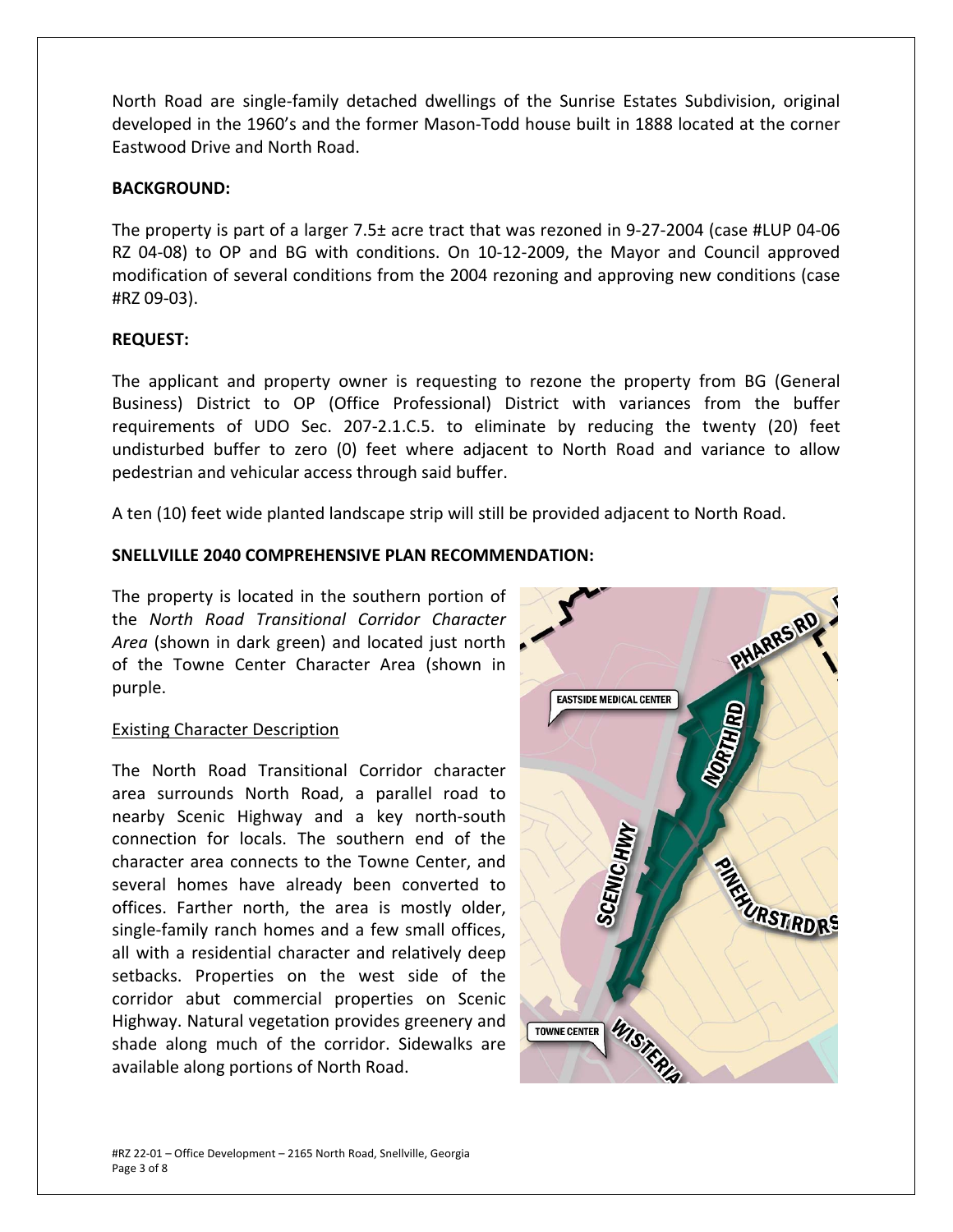North Road are single-family detached dwellings of the Sunrise Estates Subdivision, original developed in the 1960's and the former Mason-Todd house built in 1888 located at the corner Eastwood Drive and North Road.

**BACKGROUND:**

The property is part of a larger 7.5± acre tract that was rezoned in 9-27-2004 (case #LUP 04-06 RZ 04-08) to OP and BG with conditions. On 10-12-2009, the Mayor and Council approved modification of several conditions from the 2004 rezoning and approving new conditions (case #RZ 09-03).

**REQUEST:**

The applicant and property owner is requesting to rezone the property from BG (General Business) District to OP (Office Professional) District with variances from the buffer requirements of UDO Sec. 207-2.1.C.5. to eliminate by reducing the twenty (20) feet undisturbed buffer to zero (0) feet where adjacent to North Road and variance to allow pedestrian and vehicular access through said buffer.

A ten (10) feet wide planted landscape strip will still be provided adjacent to North Road.

**SNELLVILLE 2040 COMPREHENSIVE PLAN RECOMMENDATION:**

The property is located in the southern portion of the *North Road Transitional Corridor Character Area* (shown in dark green) and located just north of the Towne Center Character Area (shown in purple.

<u>Existing Character Description</u>

The North Road Transitional Corridor character area surrounds North Road, a parallel road to nearby Scenic Highway and a key north-south connection for locals. The southern end of the character area connects to the Towne Center, and several homes have already been converted to offices. Farther north, the area is mostly older, single-family ranch homes and a few small offices, all with a residential character and relatively deep setbacks. Properties on the west side of the corridor abut commercial properties on Scenic Highway. Natural vegetation provides greenery and shade along much of the corridor. Sidewalks are available along portions of North Road.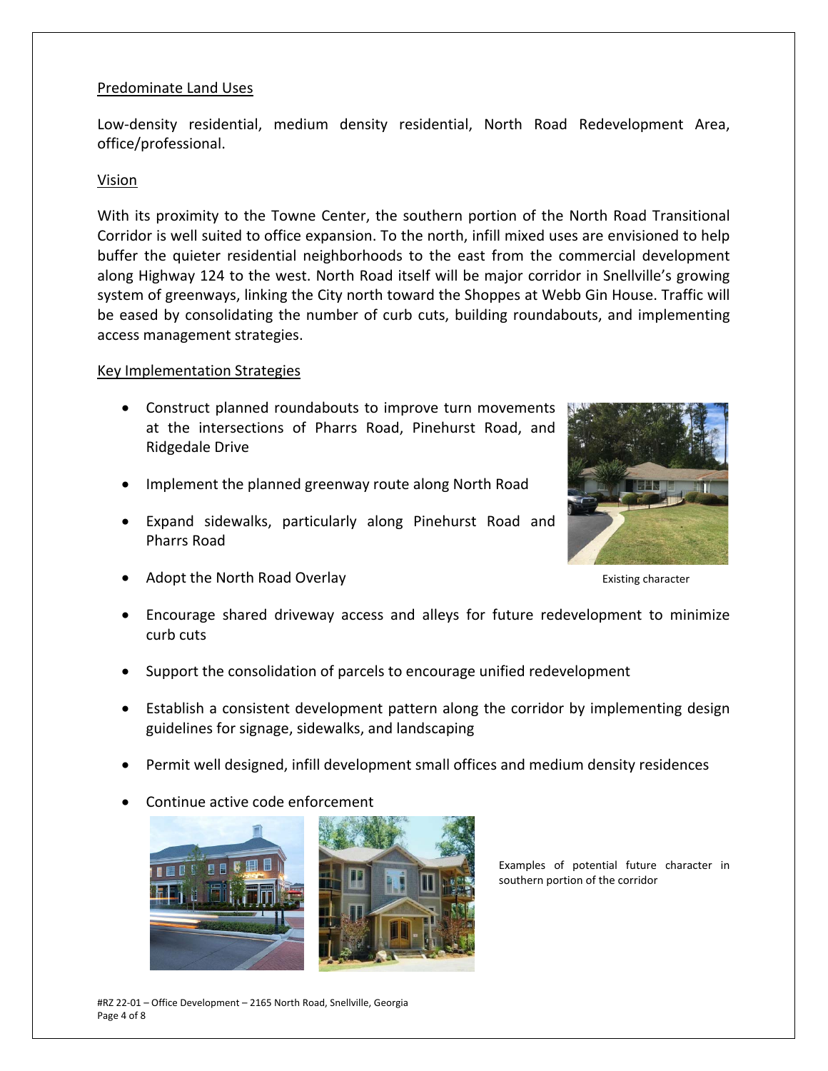## Predominate Land Uses

Low-density residential, medium density residential, North Road Redevelopment Area, office/professional.

## Vision

With its proximity to the Towne Center, the southern portion of the North Road Transitional Corridor is well suited to office expansion. To the north, infill mixed uses are envisioned to help buffer the quieter residential neighborhoods to the east from the commercial development along Highway 124 to the west. North Road itself will be major corridor in Snellville's growing system of greenways, linking the City north toward the Shoppes at Webb Gin House. Traffic will be eased by consolidating the number of curb cuts, building roundabouts, and implementing access management strategies.

## Key Implementation Strategies

- Construct planned roundabouts to improve turn movements at the intersections of Pharrs Road, Pinehurst Road, and Ridgedale Drive
- Implement the planned greenway route along North Road
- Expand sidewalks, particularly along Pinehurst Road and Pharrs Road
- Adopt the North Road Overlay
- Encourage shared driveway access and alleys for future redevelopment to minimize curb cuts
- Support the consolidation of parcels to encourage unified redevelopment
- Establish a consistent development pattern along the corridor by implementing design guidelines for signage, sidewalks, and landscaping
- Permit well designed, infill development small offices and medium density residences
- Continue active code enforcement

Existing character

Examples of potential future character in southern portion of the corridor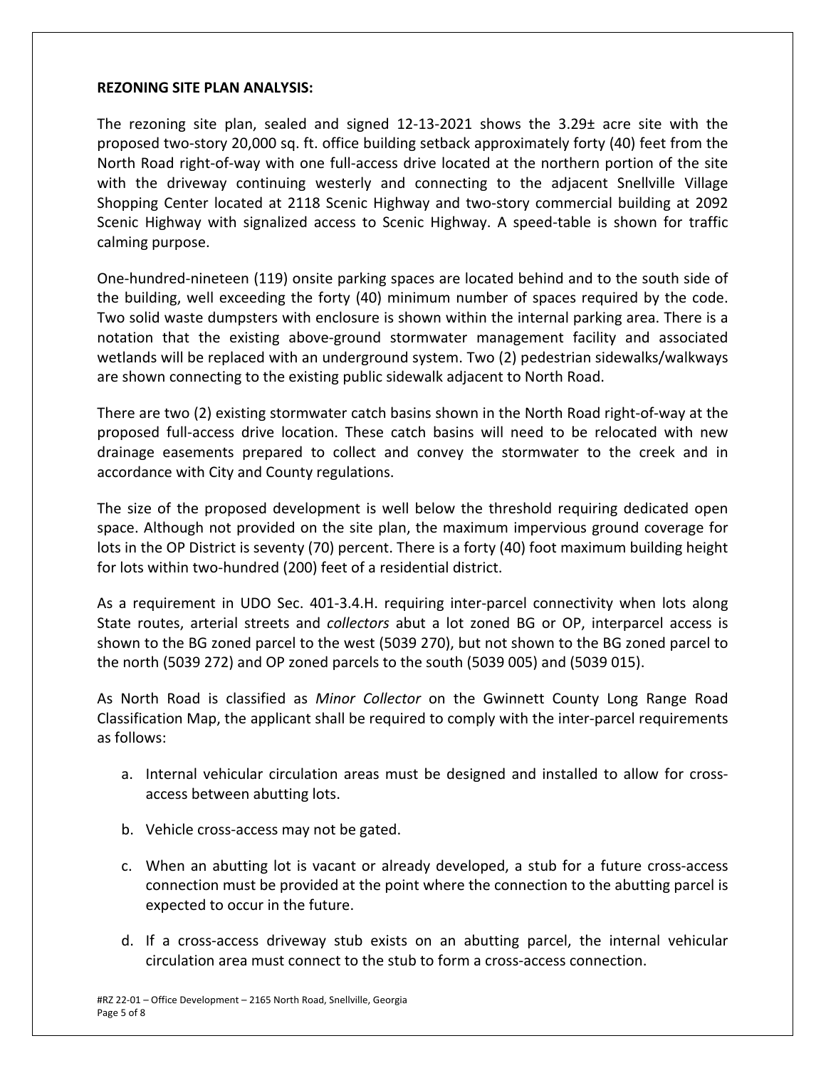**REZONING SITE PLAN ANALYSIS:**

The rezoning site plan, sealed and signed 12-13-2021 shows the 3.29± acre site with the proposed two-story 20,000 sq. ft. office building setback approximately forty (40) feet from the North Road right-of-way with one full-access drive located at the northern portion of the site with the driveway continuing westerly and connecting to the adjacent Snellville Village Shopping Center located at 2118 Scenic Highway and two-story commercial building at 2092 Scenic Highway with signalized access to Scenic Highway. A speed-table is shown for traffic calming purpose.

One-hundred-nineteen (119) onsite parking spaces are located behind and to the south side of the building, well exceeding the forty (40) minimum number of spaces required by the code. Two solid waste dumpsters with enclosure is shown within the internal parking area. There is a notation that the existing above-ground stormwater management facility and associated wetlands will be replaced with an underground system. Two (2) pedestrian sidewalks/walkways are shown connecting to the existing public sidewalk adjacent to North Road.

There are two (2) existing stormwater catch basins shown in the North Road right-of-way at the proposed full-access drive location. These catch basins will need to be relocated with new drainage easements prepared to collect and convey the stormwater to the creek and in accordance with City and County regulations.

The size of the proposed development is well below the threshold requiring dedicated open space. Although not provided on the site plan, the maximum impervious ground coverage for lots in the OP District is seventy (70) percent. There is a forty (40) foot maximum building height for lots within two-hundred (200) feet of a residential district.

As a requirement in UDO Sec. 401-3.4.H. requiring inter-parcel connectivity when lots along State routes, arterial streets and *collectors* abut a lot zoned BG or OP, interparcel access is shown to the BG zoned parcel to the west (5039 270), but not shown to the BG zoned parcel to the north (5039 272) and OP zoned parcels to the south (5039 005) and (5039 015).

As North Road is classified as *Minor Collector* on the Gwinnett County Long Range Road Classification Map, the applicant shall be required to comply with the inter-parcel requirements as follows:

a. Internal vehicular circulation areas must be designed and installed to allow for cross-access between abutting lots.

b. Vehicle cross-access may not be gated.

c. When an abutting lot is vacant or already developed, a stub for a future cross-access connection must be provided at the point where the connection to the abutting parcel is expected to occur in the future.

d. If a cross-access driveway stub exists on an abutting parcel, the internal vehicular circulation area must connect to the stub to form a cross-access connection.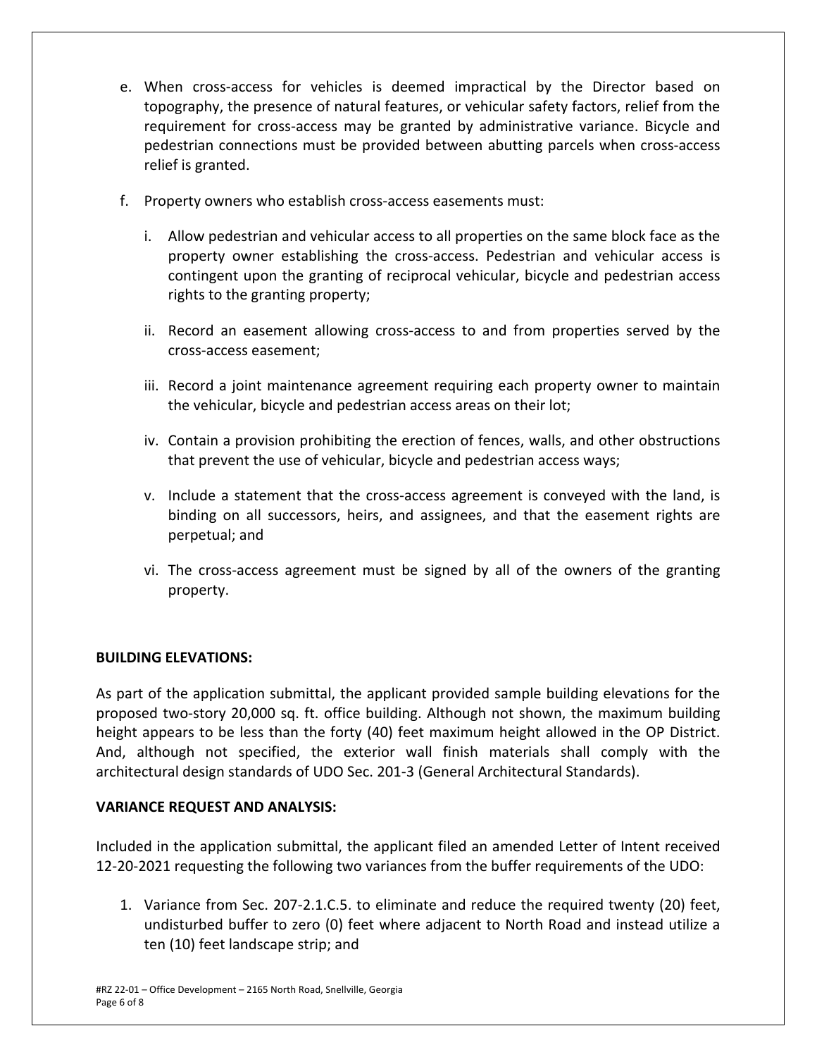e. When cross-access for vehicles is deemed impractical by the Director based on topography, the presence of natural features, or vehicular safety factors, relief from the requirement for cross-access may be granted by administrative variance. Bicycle and pedestrian connections must be provided between abutting parcels when cross-access relief is granted.

f. Property owners who establish cross-access easements must:

    i. Allow pedestrian and vehicular access to all properties on the same block face as the property owner establishing the cross-access. Pedestrian and vehicular access is contingent upon the granting of reciprocal vehicular, bicycle and pedestrian access rights to the granting property;

    ii. Record an easement allowing cross-access to and from properties served by the cross-access easement;

    iii. Record a joint maintenance agreement requiring each property owner to maintain the vehicular, bicycle and pedestrian access areas on their lot;

    iv. Contain a provision prohibiting the erection of fences, walls, and other obstructions that prevent the use of vehicular, bicycle and pedestrian access ways;

    v. Include a statement that the cross-access agreement is conveyed with the land, is binding on all successors, heirs, and assignees, and that the easement rights are perpetual; and

    vi. The cross-access agreement must be signed by all of the owners of the granting property.

**BUILDING ELEVATIONS:**

As part of the application submittal, the applicant provided sample building elevations for the proposed two-story 20,000 sq. ft. office building. Although not shown, the maximum building height appears to be less than the forty (40) feet maximum height allowed in the OP District. And, although not specified, the exterior wall finish materials shall comply with the architectural design standards of UDO Sec. 201-3 (General Architectural Standards).

**VARIANCE REQUEST AND ANALYSIS:**

Included in the application submittal, the applicant filed an amended Letter of Intent received 12-20-2021 requesting the following two variances from the buffer requirements of the UDO:

1. Variance from Sec. 207-2.1.C.5. to eliminate and reduce the required twenty (20) feet, undisturbed buffer to zero (0) feet where adjacent to North Road and instead utilize a ten (10) feet landscape strip; and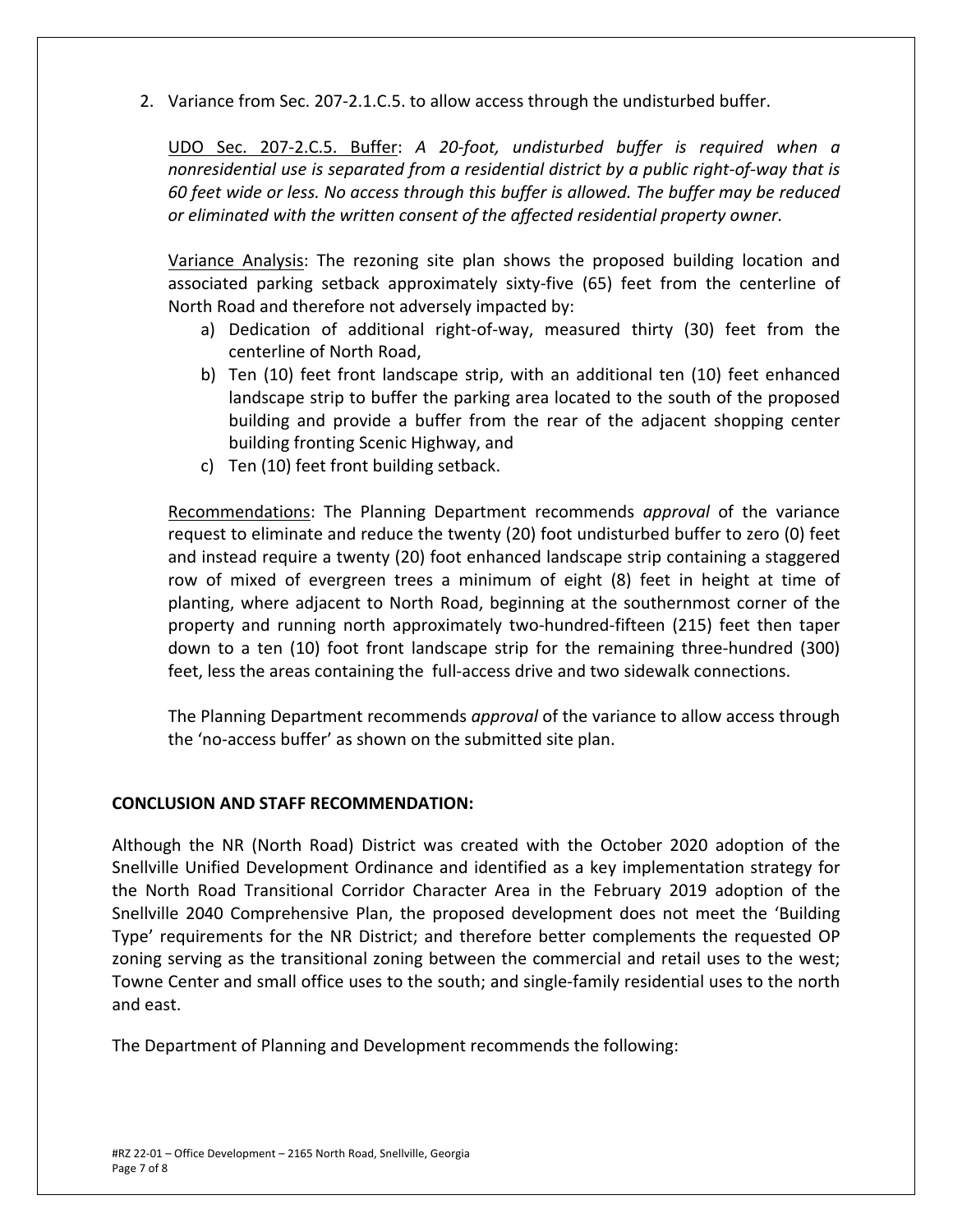2. Variance from Sec. 207-2.1.C.5. to allow access through the undisturbed buffer.

   UDO Sec. 207-2.C.5. Buffer: *A 20-foot, undisturbed buffer is required when a nonresidential use is separated from a residential district by a public right-of-way that is 60 feet wide or less. No access through this buffer is allowed. The buffer may be reduced or eliminated with the written consent of the affected residential property owner.*

   Variance Analysis: The rezoning site plan shows the proposed building location and associated parking setback approximately sixty-five (65) feet from the centerline of North Road and therefore not adversely impacted by:

   a) Dedication of additional right-of-way, measured thirty (30) feet from the centerline of North Road,
   b) Ten (10) feet front landscape strip, with an additional ten (10) feet enhanced landscape strip to buffer the parking area located to the south of the proposed building and provide a buffer from the rear of the adjacent shopping center building fronting Scenic Highway, and
   c) Ten (10) feet front building setback.

   Recommendations: The Planning Department recommends *approval* of the variance request to eliminate and reduce the twenty (20) foot undisturbed buffer to zero (0) feet and instead require a twenty (20) foot enhanced landscape strip containing a staggered row of mixed of evergreen trees a minimum of eight (8) feet in height at time of planting, where adjacent to North Road, beginning at the southernmost corner of the property and running north approximately two-hundred-fifteen (215) feet then taper down to a ten (10) foot front landscape strip for the remaining three-hundred (300) feet, less the areas containing the full-access drive and two sidewalk connections.

   The Planning Department recommends *approval* of the variance to allow access through the 'no-access buffer' as shown on the submitted site plan.

**CONCLUSION AND STAFF RECOMMENDATION:**

Although the NR (North Road) District was created with the October 2020 adoption of the Snellville Unified Development Ordinance and identified as a key implementation strategy for the North Road Transitional Corridor Character Area in the February 2019 adoption of the Snellville 2040 Comprehensive Plan, the proposed development does not meet the 'Building Type' requirements for the NR District; and therefore better complements the requested OP zoning serving as the transitional zoning between the commercial and retail uses to the west; Towne Center and small office uses to the south; and single-family residential uses to the north and east.

The Department of Planning and Development recommends the following: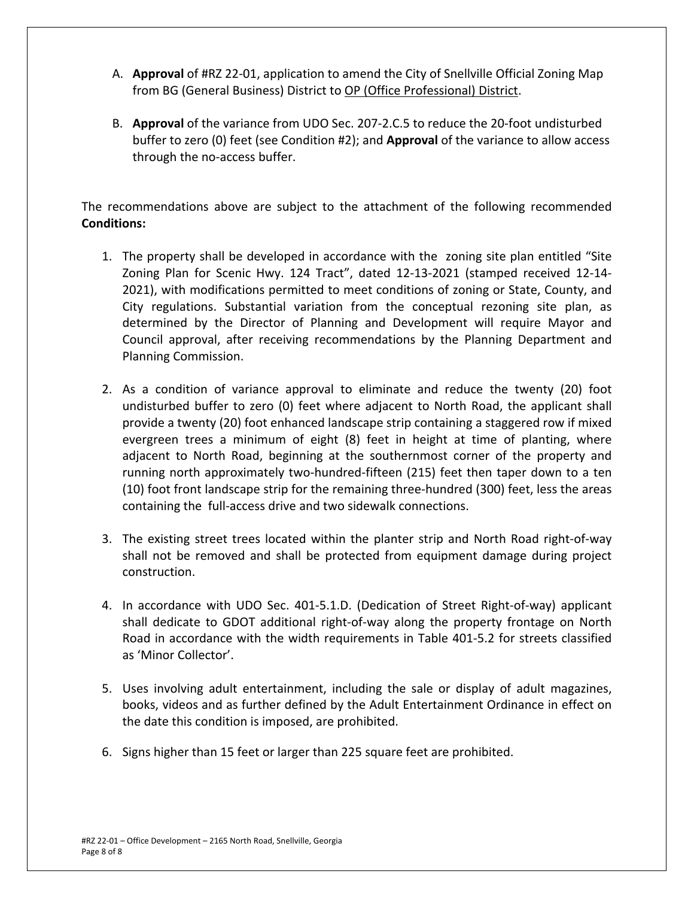A. **Approval** of #RZ 22-01, application to amend the City of Snellville Official Zoning Map from BG (General Business) District to OP (Office Professional) District.

B. **Approval** of the variance from UDO Sec. 207-2.C.5 to reduce the 20-foot undisturbed buffer to zero (0) feet (see Condition #2); and **Approval** of the variance to allow access through the no-access buffer.

The recommendations above are subject to the attachment of the following recommended **Conditions:**

1. The property shall be developed in accordance with the zoning site plan entitled "Site Zoning Plan for Scenic Hwy. 124 Tract", dated 12-13-2021 (stamped received 12-14-2021), with modifications permitted to meet conditions of zoning or State, County, and City regulations. Substantial variation from the conceptual rezoning site plan, as determined by the Director of Planning and Development will require Mayor and Council approval, after receiving recommendations by the Planning Department and Planning Commission.

2. As a condition of variance approval to eliminate and reduce the twenty (20) foot undisturbed buffer to zero (0) feet where adjacent to North Road, the applicant shall provide a twenty (20) foot enhanced landscape strip containing a staggered row if mixed evergreen trees a minimum of eight (8) feet in height at time of planting, where adjacent to North Road, beginning at the southernmost corner of the property and running north approximately two-hundred-fifteen (215) feet then taper down to a ten (10) foot front landscape strip for the remaining three-hundred (300) feet, less the areas containing the full-access drive and two sidewalk connections.

3. The existing street trees located within the planter strip and North Road right-of-way shall not be removed and shall be protected from equipment damage during project construction.

4. In accordance with UDO Sec. 401-5.1.D. (Dedication of Street Right-of-way) applicant shall dedicate to GDOT additional right-of-way along the property frontage on North Road in accordance with the width requirements in Table 401-5.2 for streets classified as 'Minor Collector'.

5. Uses involving adult entertainment, including the sale or display of adult magazines, books, videos and as further defined by the Adult Entertainment Ordinance in effect on the date this condition is imposed, are prohibited.

6. Signs higher than 15 feet or larger than 225 square feet are prohibited.